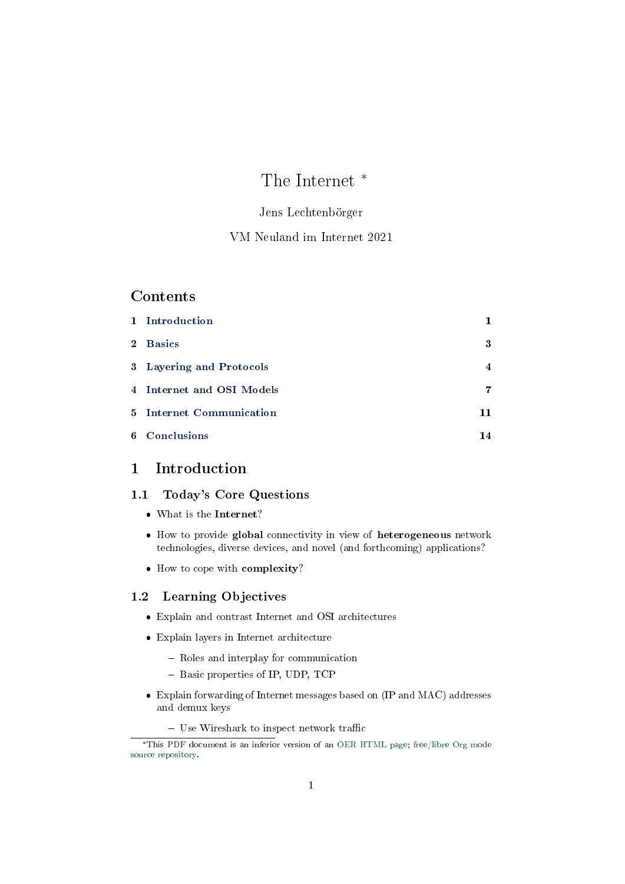# The Internet [*]

Jens Lechtenbörger

VM Neuland im Internet 2021

## Contents

| | |
|---|---|
| 1 Introduction | 1 |
| 2 Basics | 3 |
| 3 Layering and Protocols | 4 |
| 4 Internet and OSI Models | 7 |
| 5 Internet Communication | 11 |
| 6 Conclusions | 14 |

## 1 Introduction

### 1.1 Today's Core Questions

- What is the **Internet**?
- How to provide **global** connectivity in view of **heterogeneous** network technologies, diverse devices, and novel (and forthcoming) applications?
- How to cope with **complexity**?

### 1.2 Learning Objectives

- Explain and contrast Internet and OSI architectures
- Explain layers in Internet architecture
  - Roles and interplay for communication
  - Basic properties of IP, UDP, TCP
- Explain forwarding of Internet messages based on (IP and MAC) addresses and demux keys
  - Use Wireshark to inspect network traffic

[*] This PDF document is an inferior version of an OER HTML page; free/libre Org mode source repository.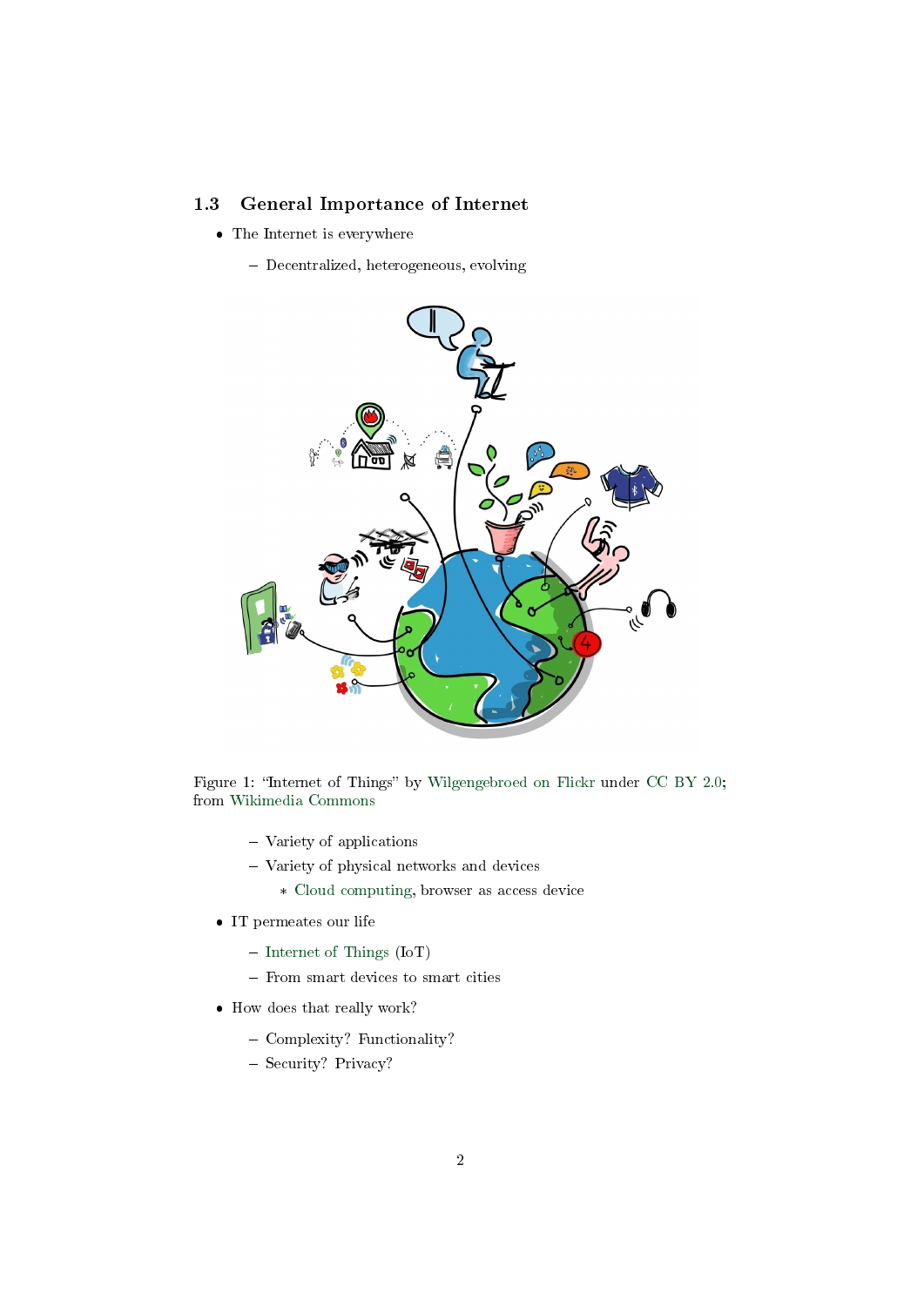### 1.3 General Importance of Internet

- The Internet is everywhere
  - Decentralized, heterogeneous, evolving

Figure 1: "Internet of Things" by Wilgengebroed on Flickr under CC BY 2.0; from Wikimedia Commons

  - Variety of applications
  - Variety of physical networks and devices
    * Cloud computing, browser as access device
- IT permeates our life
  - Internet of Things (IoT)
  - From smart devices to smart cities
- How does that really work?
  - Complexity? Functionality?
  - Security? Privacy?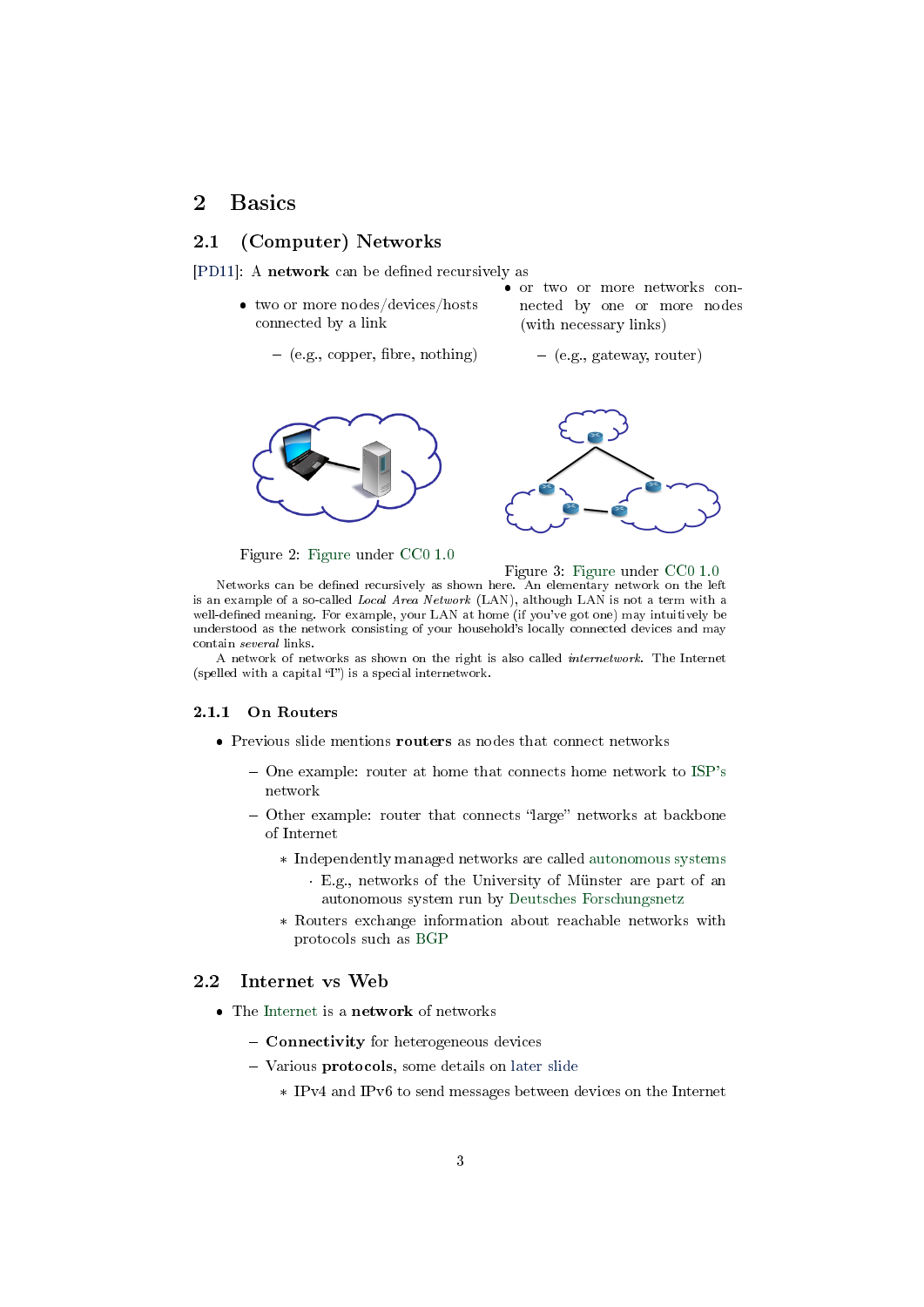# 2 Basics

## 2.1 (Computer) Networks

[PD11]: A **network** can be defined recursively as

- two or more nodes/devices/hosts connected by a link
  - (e.g., copper, fibre, nothing)
- or two or more networks connected by one or more nodes (with necessary links)
  - (e.g., gateway, router)

Figure 2: Figure under CC0 1.0

Figure 3: Figure under CC0 1.0

Networks can be defined recursively as shown here. An elementary network on the left is an example of a so-called *Local Area Network* (LAN), although LAN is not a term with a well-defined meaning. For example, your LAN at home (if you've got one) may intuitively be understood as the network consisting of your household's locally connected devices and may contain *several* links.

A network of networks as shown on the right is also called *internetwork*. The Internet (spelled with a capital "I") is a special internetwork.

### 2.1.1 On Routers

- Previous slide mentions **routers** as nodes that connect networks
  - One example: router at home that connects home network to ISP's network
  - Other example: router that connects "large" networks at backbone of Internet
    - Independently managed networks are called autonomous systems
      - E.g., networks of the University of Münster are part of an autonomous system run by Deutsches Forschungsnetz
    - Routers exchange information about reachable networks with protocols such as BGP

## 2.2 Internet vs Web

- The Internet is a **network** of networks
  - **Connectivity** for heterogeneous devices
  - Various **protocols**, some details on later slide
    - IPv4 and IPv6 to send messages between devices on the Internet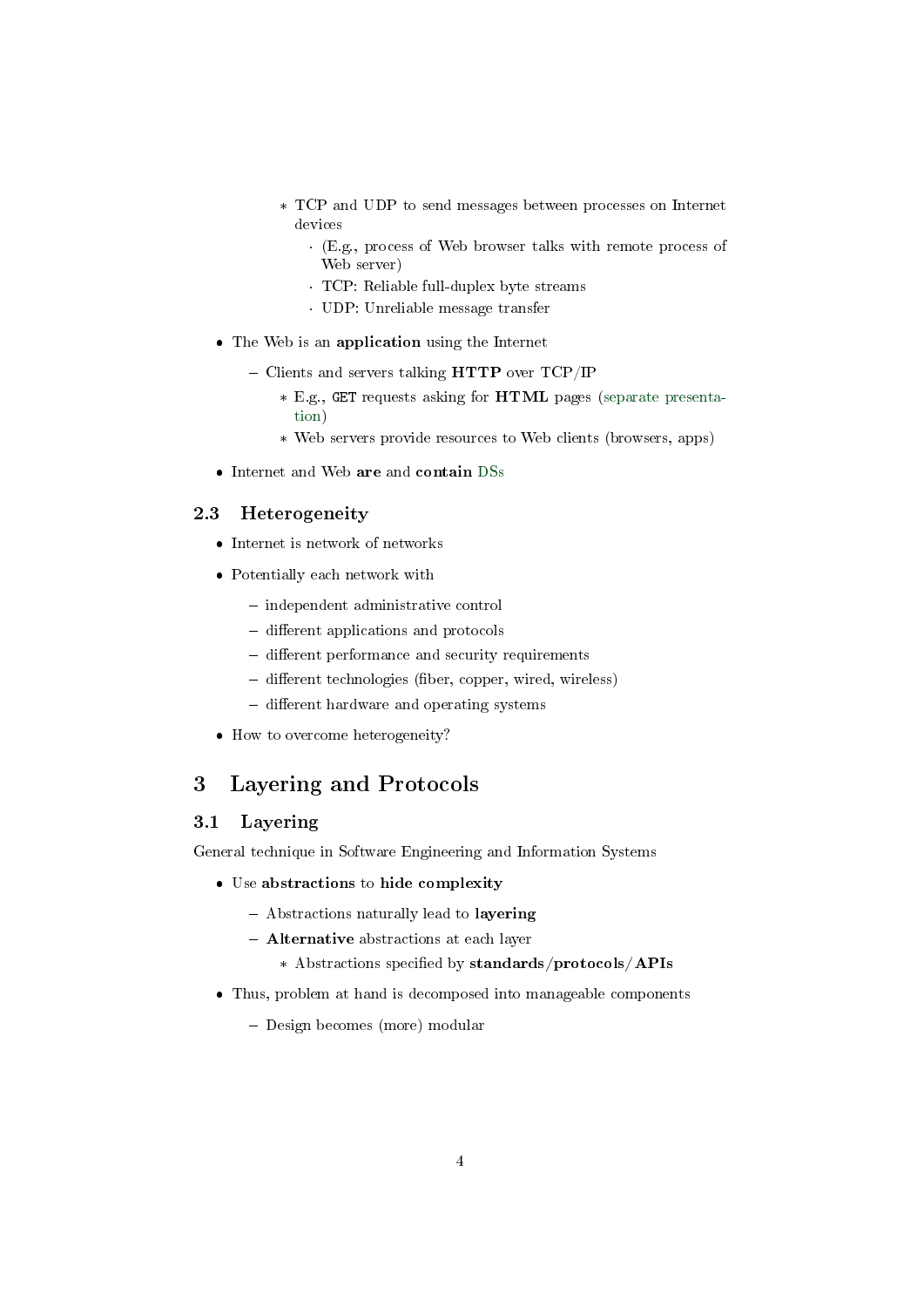- TCP and UDP to send messages between processes on Internet devices
                - (E.g., process of Web browser talks with remote process of Web server)
                - TCP: Reliable full-duplex byte streams
                - UDP: Unreliable message transfer

- The Web is an **application** using the Internet
    - Clients and servers talking **HTTP** over TCP/IP
        - E.g., `GET` requests asking for **HTML** pages (separate presentation)
        - Web servers provide resources to Web clients (browsers, apps)
- Internet and Web **are** and **contain** DSs

## 2.3 Heterogeneity

- Internet is network of networks
- Potentially each network with
    - independent administrative control
    - different applications and protocols
    - different performance and security requirements
    - different technologies (fiber, copper, wired, wireless)
    - different hardware and operating systems
- How to overcome heterogeneity?

# 3 Layering and Protocols

## 3.1 Layering

General technique in Software Engineering and Information Systems

- Use **abstractions** to **hide complexity**
    - Abstractions naturally lead to **layering**
    - **Alternative** abstractions at each layer
        - Abstractions specified by **standards/protocols/APIs**
- Thus, problem at hand is decomposed into manageable components
    - Design becomes (more) modular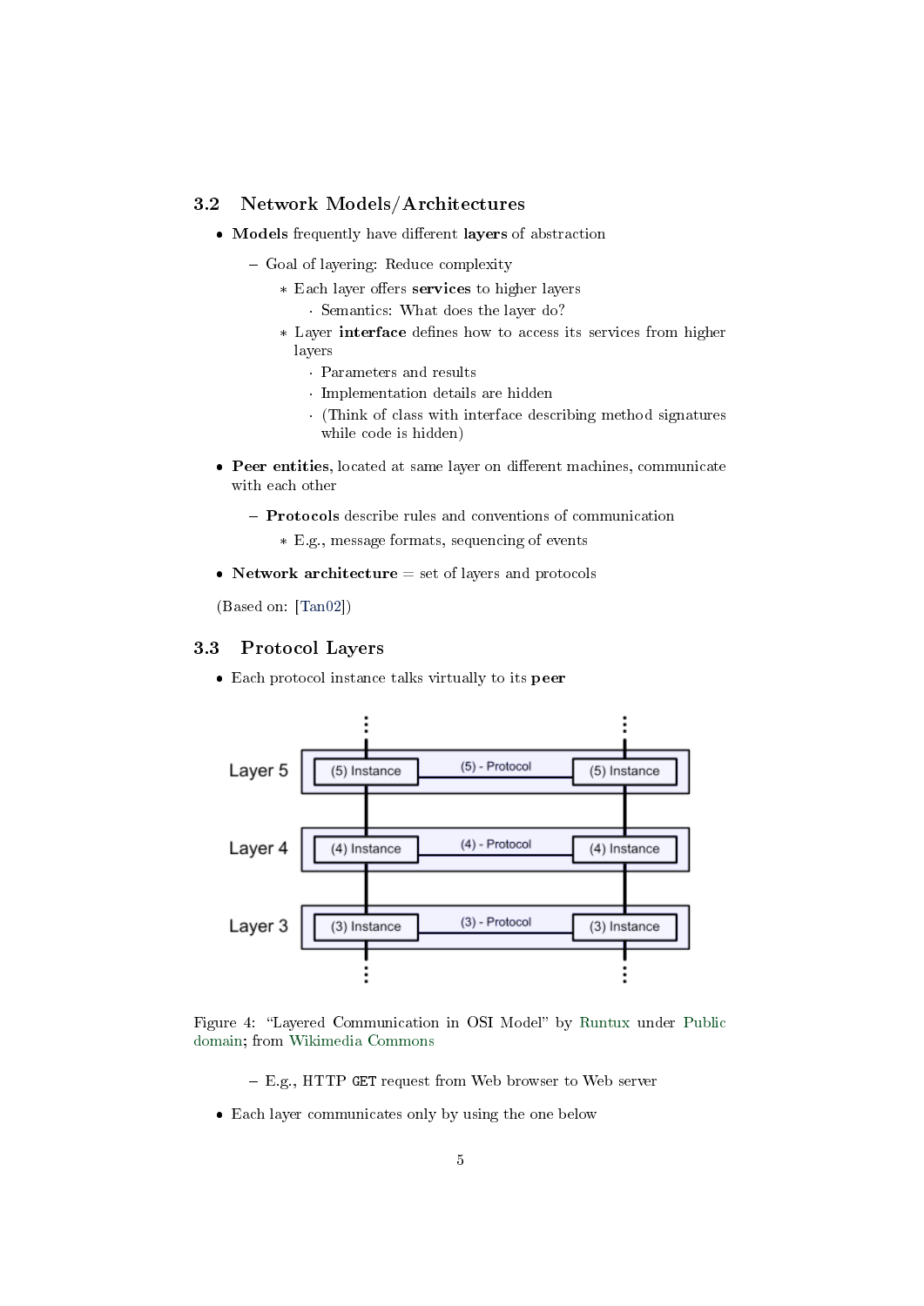## 3.2 Network Models/Architectures

- **Models** frequently have different **layers** of abstraction
  - Goal of layering: Reduce complexity
    - Each layer offers **services** to higher layers
      - Semantics: What does the layer do?
    - Layer **interface** defines how to access its services from higher layers
      - Parameters and results
      - Implementation details are hidden
      - (Think of class with interface describing method signatures while code is hidden)
- **Peer entities**, located at same layer on different machines, communicate with each other
  - **Protocols** describe rules and conventions of communication
    - E.g., message formats, sequencing of events
- **Network architecture** = set of layers and protocols

(Based on: [Tan02])

## 3.3 Protocol Layers

- Each protocol instance talks virtually to its **peer**

Figure 4: "Layered Communication in OSI Model" by Runtux under Public domain; from Wikimedia Commons

  - E.g., HTTP `GET` request from Web browser to Web server
- Each layer communicates only by using the one below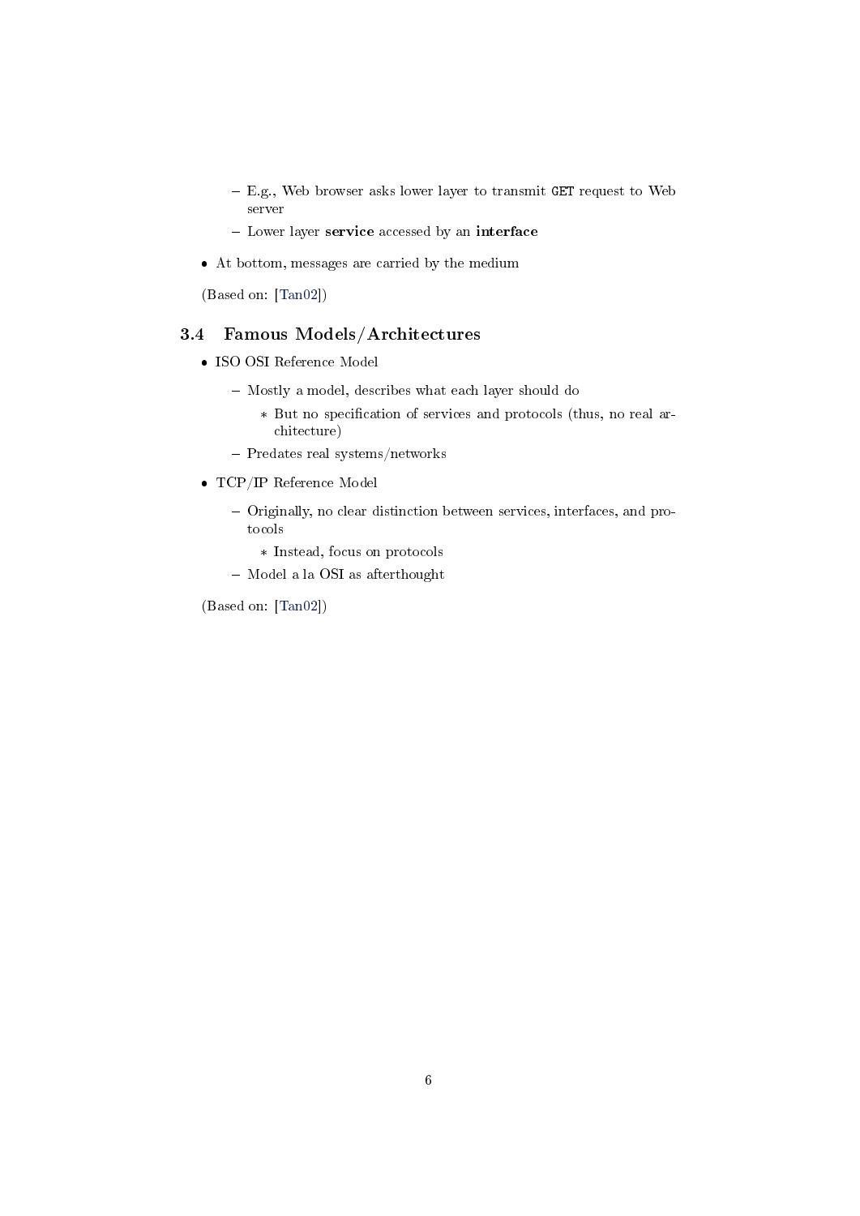- E.g., Web browser asks lower layer to transmit `GET` request to Web server
    - Lower layer **service** accessed by an **interface**

- At bottom, messages are carried by the medium

(Based on: [Tan02])

## 3.4 Famous Models/Architectures

- ISO OSI Reference Model
    - Mostly a model, describes what each layer should do
        - But no specification of services and protocols (thus, no real architecture)
    - Predates real systems/networks
- TCP/IP Reference Model
    - Originally, no clear distinction between services, interfaces, and protocols
        - Instead, focus on protocols
    - Model a la OSI as afterthought

(Based on: [Tan02])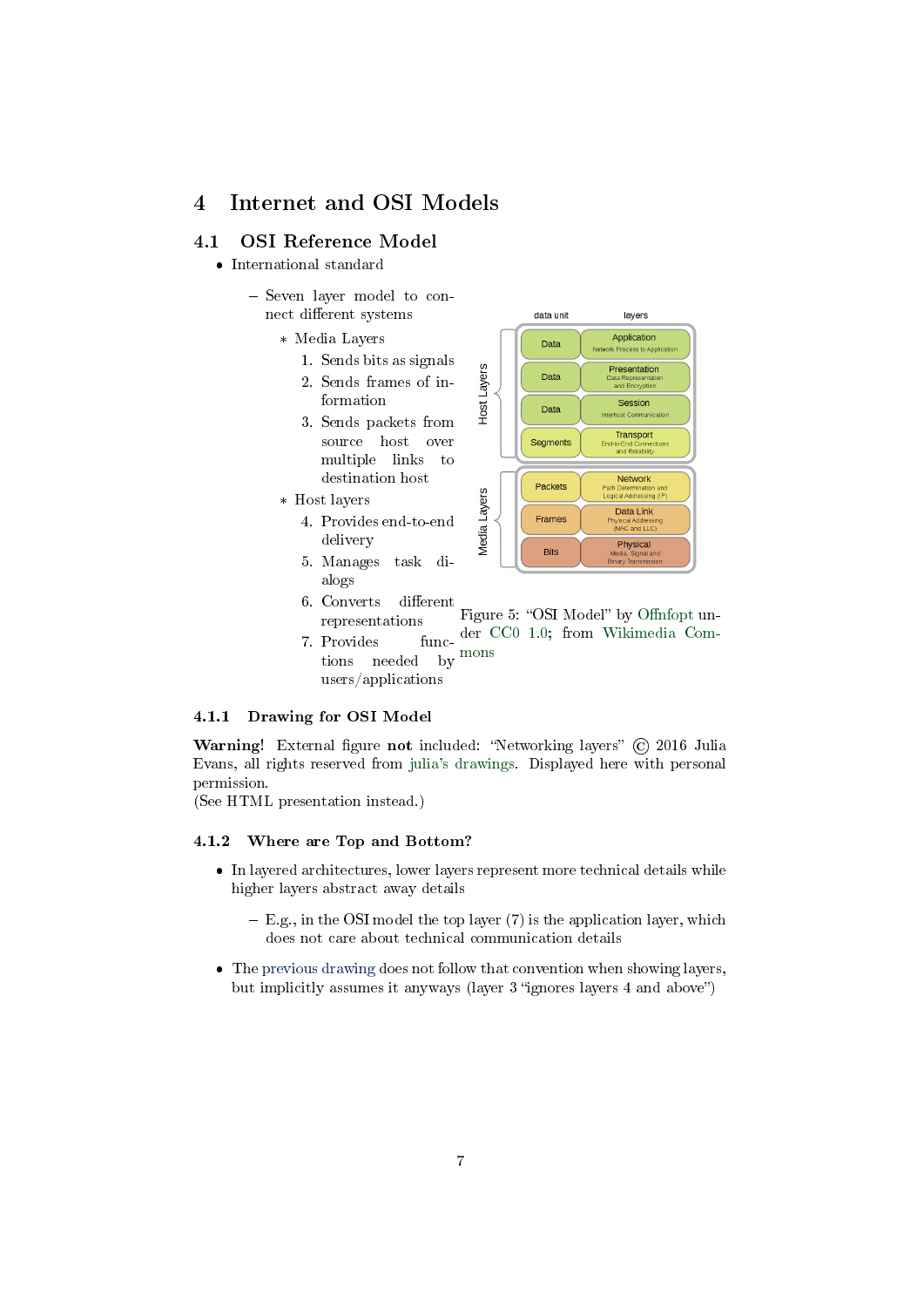# 4 Internet and OSI Models

## 4.1 OSI Reference Model

- International standard
  - Seven layer model to connect different systems
    - Media Layers
      1. Sends bits as signals
      2. Sends frames of information
      3. Sends packets from source host over multiple links to destination host
    - Host layers
      4. Provides end-to-end delivery
      5. Manages task dialogs
      6. Converts different representations
      7. Provides functions needed by users/applications

Figure 5: "OSI Model" by Offnfopt under CC0 1.0; from Wikimedia Commons

### 4.1.1 Drawing for OSI Model

**Warning!** External figure **not** included: "Networking layers" © 2016 Julia Evans, all rights reserved from julia's drawings. Displayed here with personal permission.
(See HTML presentation instead.)

### 4.1.2 Where are Top and Bottom?

- In layered architectures, lower layers represent more technical details while higher layers abstract away details
  - E.g., in the OSI model the top layer (7) is the application layer, which does not care about technical communication details
- The previous drawing does not follow that convention when showing layers, but implicitly assumes it anyways (layer 3 "ignores layers 4 and above")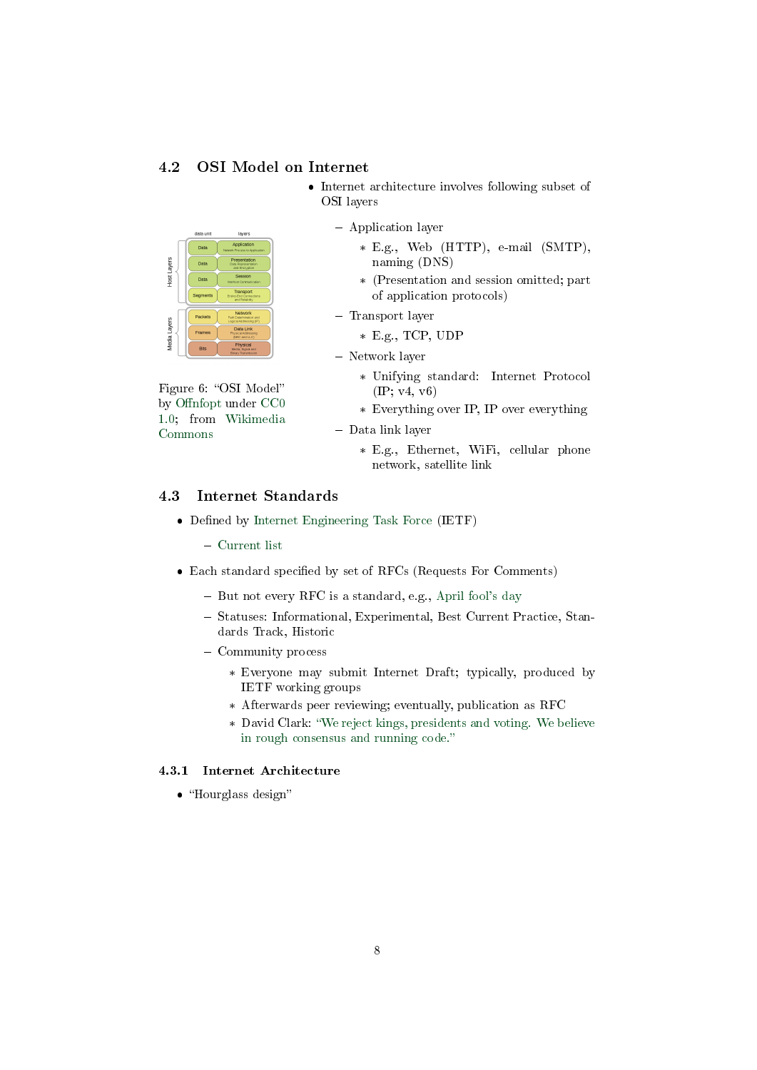## 4.2 OSI Model on Internet

Figure 6: "OSI Model" by Offnfopt under CC0 1.0; from Wikimedia Commons

- Internet architecture involves following subset of OSI layers
  - Application layer
    * E.g., Web (HTTP), e-mail (SMTP), naming (DNS)
    * (Presentation and session omitted; part of application protocols)
  - Transport layer
    * E.g., TCP, UDP
  - Network layer
    * Unifying standard: Internet Protocol (IP; v4, v6)
    * Everything over IP, IP over everything
  - Data link layer
    * E.g., Ethernet, WiFi, cellular phone network, satellite link

## 4.3 Internet Standards

- Defined by Internet Engineering Task Force (IETF)
  - Current list
- Each standard specified by set of RFCs (Requests For Comments)
  - But not every RFC is a standard, e.g., April fool's day
  - Statuses: Informational, Experimental, Best Current Practice, Standards Track, Historic
  - Community process
    * Everyone may submit Internet Draft; typically, produced by IETF working groups
    * Afterwards peer reviewing; eventually, publication as RFC
    * David Clark: "We reject kings, presidents and voting. We believe in rough consensus and running code."

### 4.3.1 Internet Architecture

- "Hourglass design"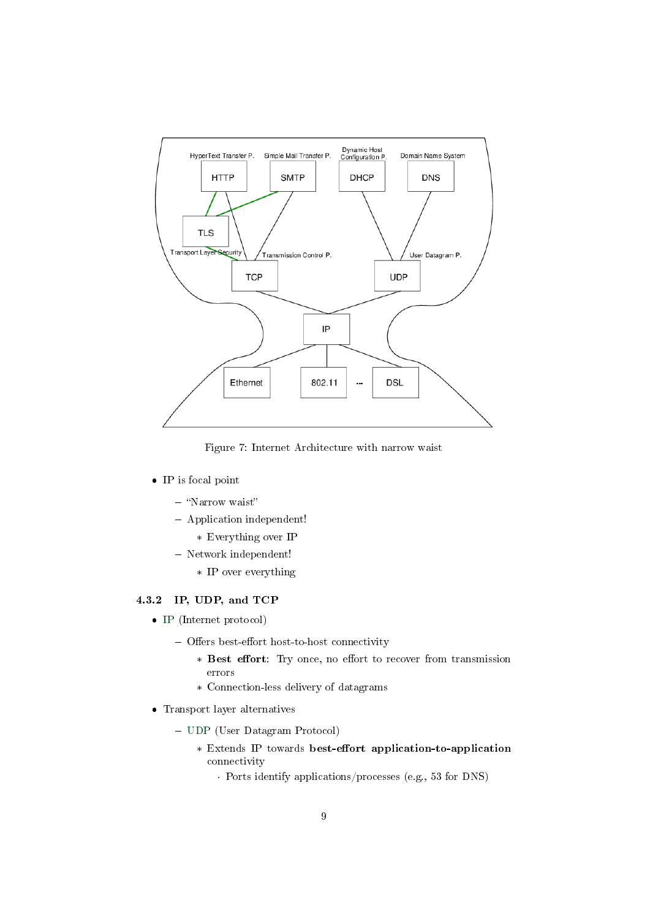Figure 7: Internet Architecture with narrow waist

- IP is focal point
  - "Narrow waist"
  - Application independent!
    - Everything over IP
  - Network independent!
    - IP over everything

### 4.3.2 IP, UDP, and TCP

- IP (Internet protocol)
  - Offers best-effort host-to-host connectivity
    - **Best effort**: Try once, no effort to recover from transmission errors
    - Connection-less delivery of datagrams
- Transport layer alternatives
  - UDP (User Datagram Protocol)
    - Extends IP towards **best-effort application-to-application** connectivity
      - Ports identify applications/processes (e.g., 53 for DNS)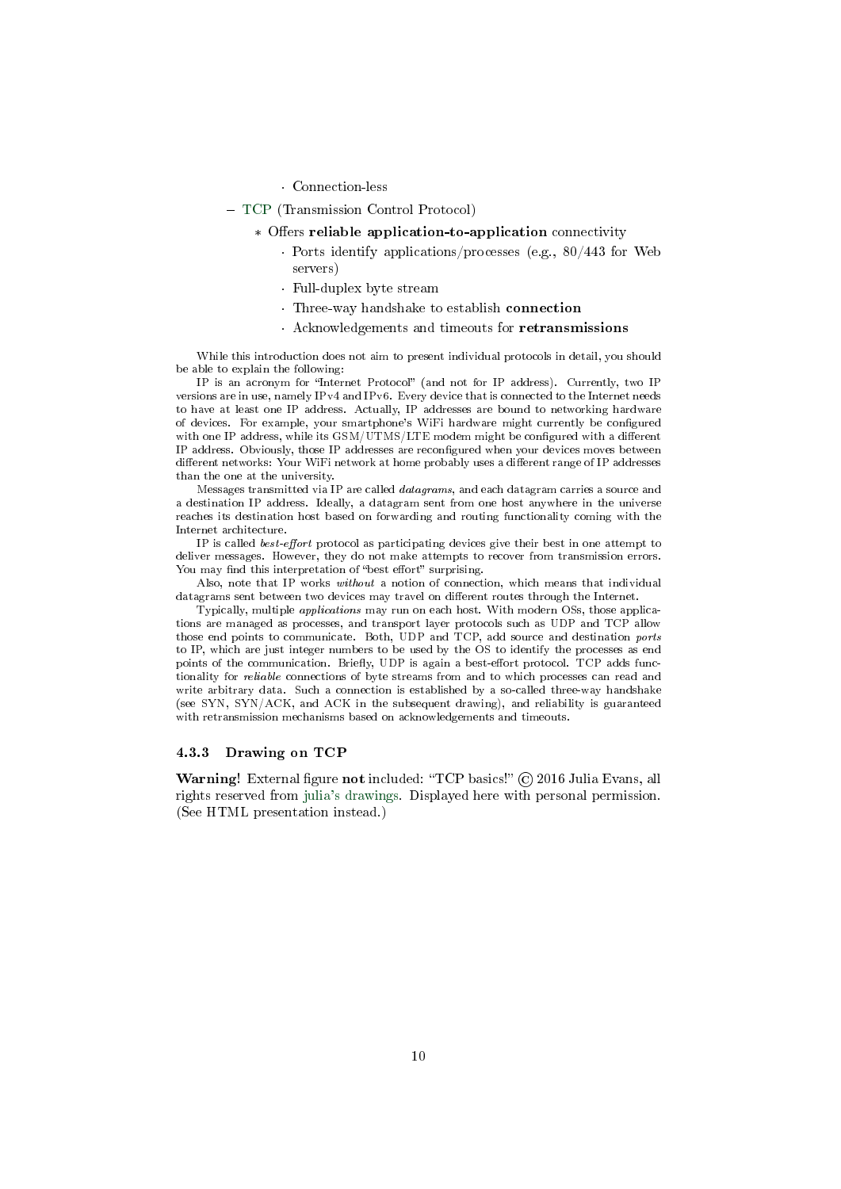- Connection-less
  - TCP (Transmission Control Protocol)
    - Offers **reliable application-to-application** connectivity
      - Ports identify applications/processes (e.g., 80/443 for Web servers)
      - Full-duplex byte stream
      - Three-way handshake to establish **connection**
      - Acknowledgements and timeouts for **retransmissions**

While this introduction does not aim to present individual protocols in detail, you should be able to explain the following:

IP is an acronym for "Internet Protocol" (and not for IP address). Currently, two IP versions are in use, namely IPv4 and IPv6. Every device that is connected to the Internet needs to have at least one IP address. Actually, IP addresses are bound to networking hardware of devices. For example, your smartphone's WiFi hardware might currently be configured with one IP address, while its GSM/UTMS/LTE modem might be configured with a different IP address. Obviously, those IP addresses are reconfigured when your devices moves between different networks: Your WiFi network at home probably uses a different range of IP addresses than the one at the university.

Messages transmitted via IP are called *datagrams*, and each datagram carries a source and a destination IP address. Ideally, a datagram sent from one host anywhere in the universe reaches its destination host based on forwarding and routing functionality coming with the Internet architecture.

IP is called *best-effort* protocol as participating devices give their best in one attempt to deliver messages. However, they do not make attempts to recover from transmission errors. You may find this interpretation of "best effort" surprising.

Also, note that IP works *without* a notion of connection, which means that individual datagrams sent between two devices may travel on different routes through the Internet.

Typically, multiple *applications* may run on each host. With modern OSs, those applications are managed as processes, and transport layer protocols such as UDP and TCP allow those end points to communicate. Both, UDP and TCP, add source and destination *ports* to IP, which are just integer numbers to be used by the OS to identify the processes as end points of the communication. Briefly, UDP is again a best-effort protocol. TCP adds functionality for *reliable* connections of byte streams from and to which processes can read and write arbitrary data. Such a connection is established by a so-called three-way handshake (see SYN, SYN/ACK, and ACK in the subsequent drawing), and reliability is guaranteed with retransmission mechanisms based on acknowledgements and timeouts.

### 4.3.3 Drawing on TCP

**Warning!** External figure **not** included: "TCP basics!" © 2016 Julia Evans, all rights reserved from julia's drawings. Displayed here with personal permission. (See HTML presentation instead.)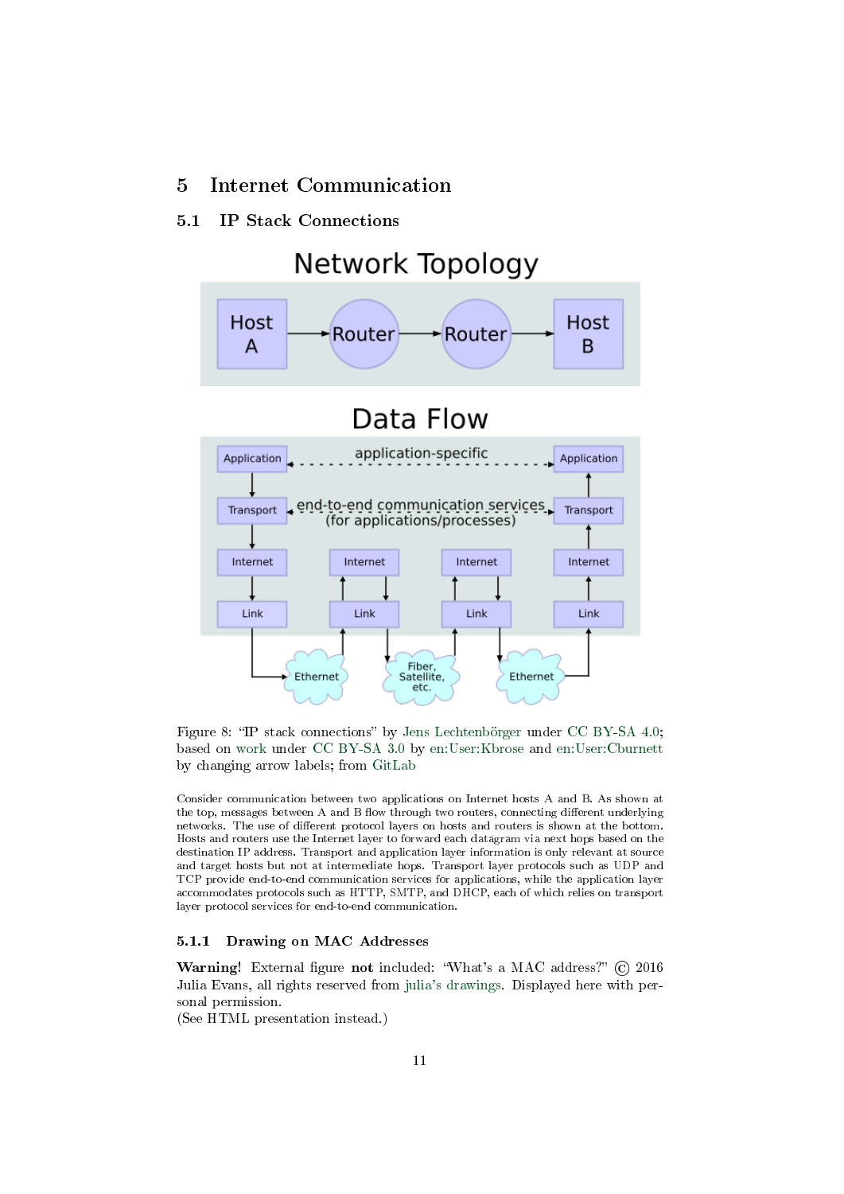# 5 Internet Communication

## 5.1 IP Stack Connections

Figure 8: "IP stack connections" by Jens Lechtenbörger under CC BY-SA 4.0; based on work under CC BY-SA 3.0 by en:User:Kbrose and en:User:Cburnett by changing arrow labels; from GitLab

Consider communication between two applications on Internet hosts A and B. As shown at the top, messages between A and B flow through two routers, connecting different underlying networks. The use of different protocol layers on hosts and routers is shown at the bottom. Hosts and routers use the Internet layer to forward each datagram via next hops based on the destination IP address. Transport and application layer information is only relevant at source and target hosts but not at intermediate hops. Transport layer protocols such as UDP and TCP provide end-to-end communication services for applications, while the application layer accommodates protocols such as HTTP, SMTP, and DHCP, each of which relies on transport layer protocol services for end-to-end communication.

### 5.1.1 Drawing on MAC Addresses

**Warning**! External figure **not** included: "What's a MAC address?" © 2016 Julia Evans, all rights reserved from julia's drawings. Displayed here with personal permission.
(See HTML presentation instead.)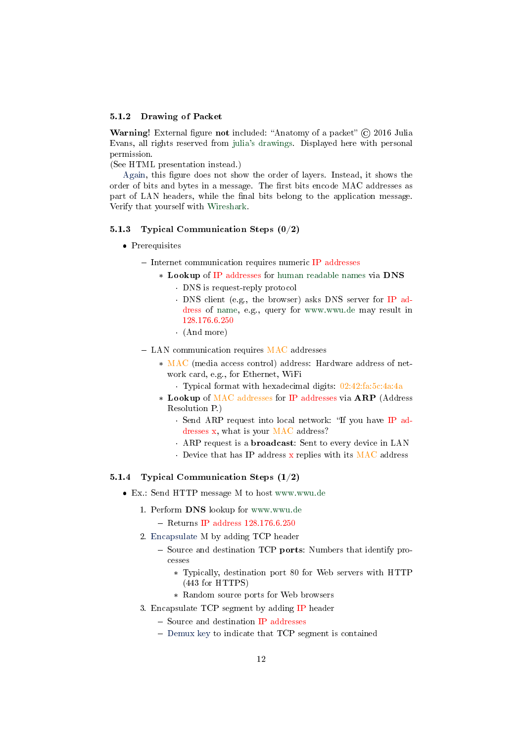### 5.1.2 Drawing of Packet

**Warning!** External figure **not** included: "Anatomy of a packet" © 2016 Julia Evans, all rights reserved from julia's drawings. Displayed here with personal permission.
(See HTML presentation instead.)

Again, this figure does not show the order of layers. Instead, it shows the order of bits and bytes in a message. The first bits encode MAC addresses as part of LAN headers, while the final bits belong to the application message. Verify that yourself with Wireshark.

### 5.1.3 Typical Communication Steps (0/2)

- Prerequisites
  - Internet communication requires numeric IP addresses
    - **Lookup** of IP addresses for human readable names via **DNS**
      - DNS is request-reply protocol
      - DNS client (e.g., the browser) asks DNS server for IP address of name, e.g., query for www.wwu.de may result in 128.176.6.250
      - (And more)
  - LAN communication requires MAC addresses
    - MAC (media access control) address: Hardware address of network card, e.g., for Ethernet, WiFi
      - Typical format with hexadecimal digits: 02:42:fa:5c:4a:4a
    - **Lookup** of MAC addresses for IP addresses via **ARP** (Address Resolution P.)
      - Send ARP request into local network: "If you have IP addresses x, what is your MAC address?
      - ARP request is a **broadcast**: Sent to every device in LAN
      - Device that has IP address x replies with its MAC address

### 5.1.4 Typical Communication Steps (1/2)

- Ex.: Send HTTP message M to host www.wwu.de
  1. Perform **DNS** lookup for www.wwu.de
     - Returns IP address 128.176.6.250
  2. Encapsulate M by adding TCP header
     - Source and destination TCP **ports**: Numbers that identify processes
       - Typically, destination port 80 for Web servers with HTTP (443 for HTTPS)
       - Random source ports for Web browsers
  3. Encapsulate TCP segment by adding IP header
     - Source and destination IP addresses
     - Demux key to indicate that TCP segment is contained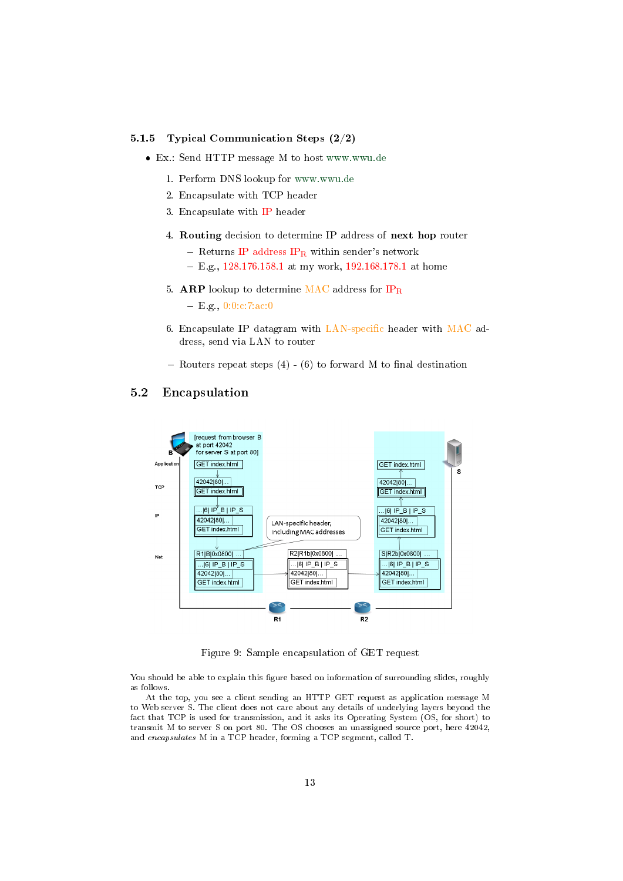### 5.1.5 Typical Communication Steps (2/2)

- Ex.: Send HTTP message M to host www.wwu.de

  1. Perform DNS lookup for www.wwu.de
  2. Encapsulate with TCP header
  3. Encapsulate with IP header
  4. **Routing** decision to determine IP address of **next hop** router
     - Returns IP address $IP_R$ within sender's network
     - E.g., 128.176.158.1 at my work, 192.168.178.1 at home
  5. **ARP** lookup to determine MAC address for $IP_R$
     - E.g., 0:0:c:7:ac:0
  6. Encapsulate IP datagram with LAN-specific header with MAC address, send via LAN to router

  – Routers repeat steps (4) - (6) to forward M to final destination

## 5.2 Encapsulation

Figure 9: Sample encapsulation of GET request

You should be able to explain this figure based on information of surrounding slides, roughly as follows.

At the top, you see a client sending an HTTP GET request as application message M to Web server S. The client does not care about any details of underlying layers beyond the fact that TCP is used for transmission, and it asks its Operating System (OS, for short) to transmit M to server S on port 80. The OS chooses an unassigned source port, here 42042, and *encapsulates* M in a TCP header, forming a TCP segment, called T.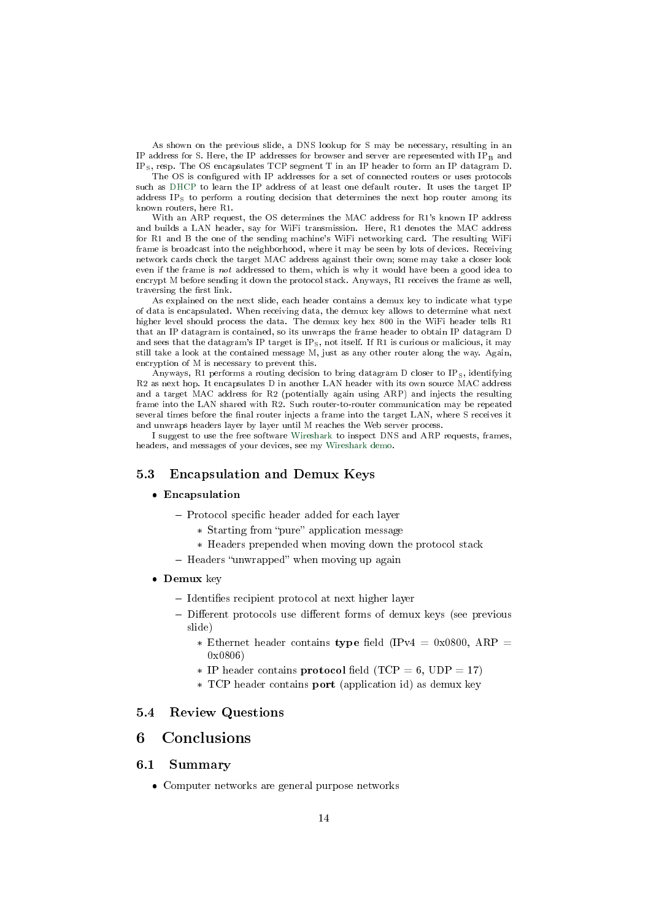As shown on the previous slide, a DNS lookup for S may be necessary, resulting in an IP address for S. Here, the IP addresses for browser and server are represented with $IP_B$ and $IP_S$, resp. The OS encapsulates TCP segment T in an IP header to form an IP datagram D.

The OS is configured with IP addresses for a set of connected routers or uses protocols such as DHCP to learn the IP address of at least one default router. It uses the target IP address $IP_S$ to perform a routing decision that determines the next hop router among its known routers, here R1.

With an ARP request, the OS determines the MAC address for R1's known IP address and builds a LAN header, say for WiFi transmission. Here, R1 denotes the MAC address for R1 and B the one of the sending machine's WiFi networking card. The resulting WiFi frame is broadcast into the neighborhood, where it may be seen by lots of devices. Receiving network cards check the target MAC address against their own; some may take a closer look even if the frame is *not* addressed to them, which is why it would have been a good idea to encrypt M before sending it down the protocol stack. Anyways, R1 receives the frame as well, traversing the first link.

As explained on the next slide, each header contains a demux key to indicate what type of data is encapsulated. When receiving data, the demux key allows to determine what next higher level should process the data. The demux key hex 800 in the WiFi header tells R1 that an IP datagram is contained, so its unwraps the frame header to obtain IP datagram D and sees that the datagram's IP target is $IP_S$, not itself. If R1 is curious or malicious, it may still take a look at the contained message M, just as any other router along the way. Again, encryption of M is necessary to prevent this.

Anyways, R1 performs a routing decision to bring datagram D closer to $IP_S$, identifying R2 as next hop. It encapsulates D in another LAN header with its own source MAC address and a target MAC address for R2 (potentially again using ARP) and injects the resulting frame into the LAN shared with R2. Such router-to-router communication may be repeated several times before the final router injects a frame into the target LAN, where S receives it and unwraps headers layer by layer until M reaches the Web server process.

I suggest to use the free software Wireshark to inspect DNS and ARP requests, frames, headers, and messages of your devices, see my Wireshark demo.

## 5.3 Encapsulation and Demux Keys

- **Encapsulation**
  - Protocol specific header added for each layer
    - Starting from "pure" application message
    - Headers prepended when moving down the protocol stack
  - Headers "unwrapped" when moving up again
- **Demux** key
  - Identifies recipient protocol at next higher layer
  - Different protocols use different forms of demux keys (see previous slide)
    - Ethernet header contains **type** field (IPv4 = 0x0800, ARP = 0x0806)
    - IP header contains **protocol** field (TCP = 6, UDP = 17)
    - TCP header contains **port** (application id) as demux key

## 5.4 Review Questions

# 6 Conclusions

## 6.1 Summary

- Computer networks are general purpose networks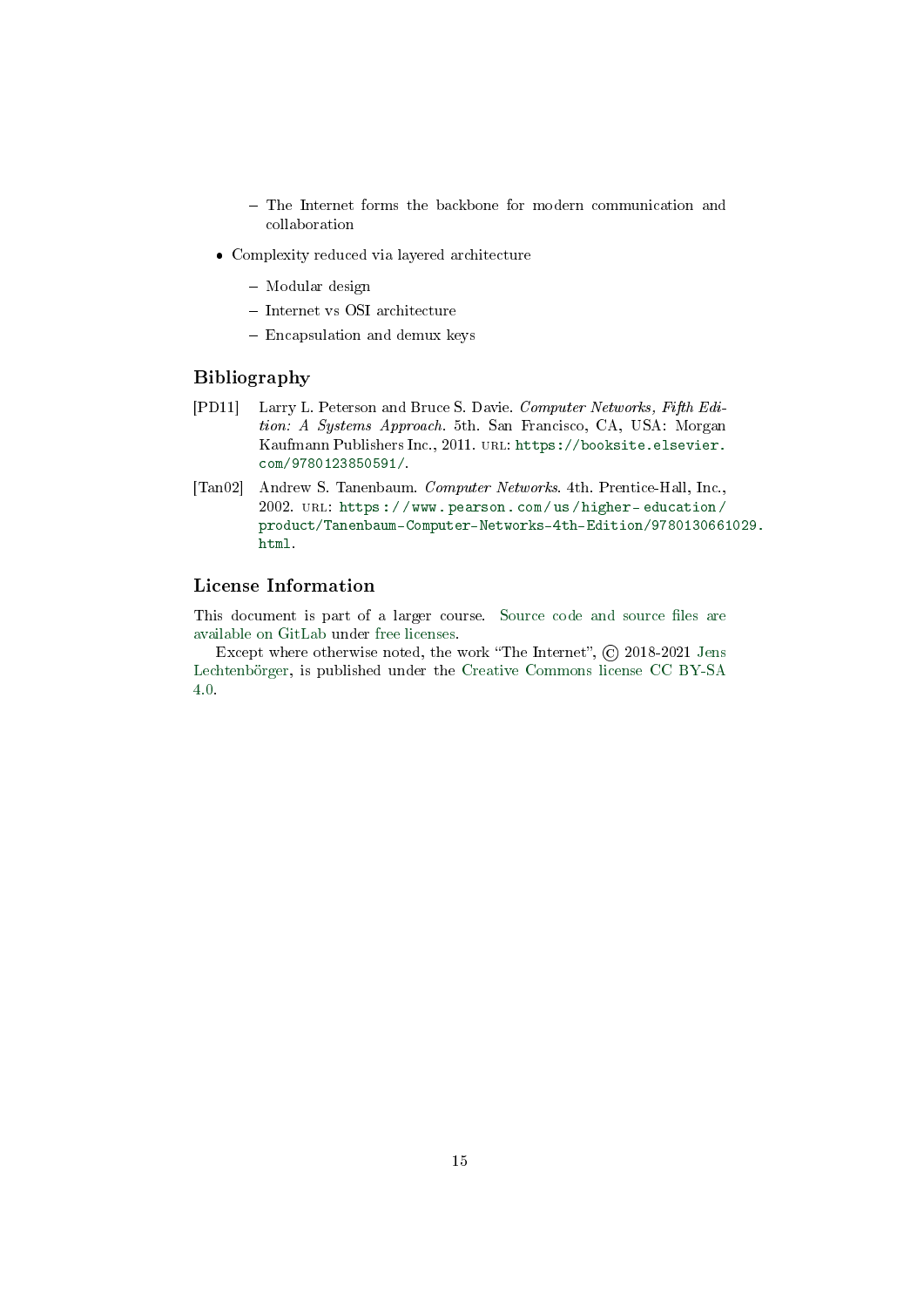- The Internet forms the backbone for modern communication and collaboration
- Complexity reduced via layered architecture
  - Modular design
  - Internet vs OSI architecture
  - Encapsulation and demux keys

## Bibliography

[PD11] Larry L. Peterson and Bruce S. Davie. *Computer Networks, Fifth Edition: A Systems Approach*. 5th. San Francisco, CA, USA: Morgan Kaufmann Publishers Inc., 2011. URL: https://booksite.elsevier.com/9780123850591/.

[Tan02] Andrew S. Tanenbaum. *Computer Networks*. 4th. Prentice-Hall, Inc., 2002. URL: https://www.pearson.com/us/higher-education/product/Tanenbaum-Computer-Networks-4th-Edition/9780130661029.html.

## License Information

This document is part of a larger course. Source code and source files are available on GitLab under free licenses.

Except where otherwise noted, the work "The Internet", © 2018-2021 Jens Lechtenbörger, is published under the Creative Commons license CC BY-SA 4.0.